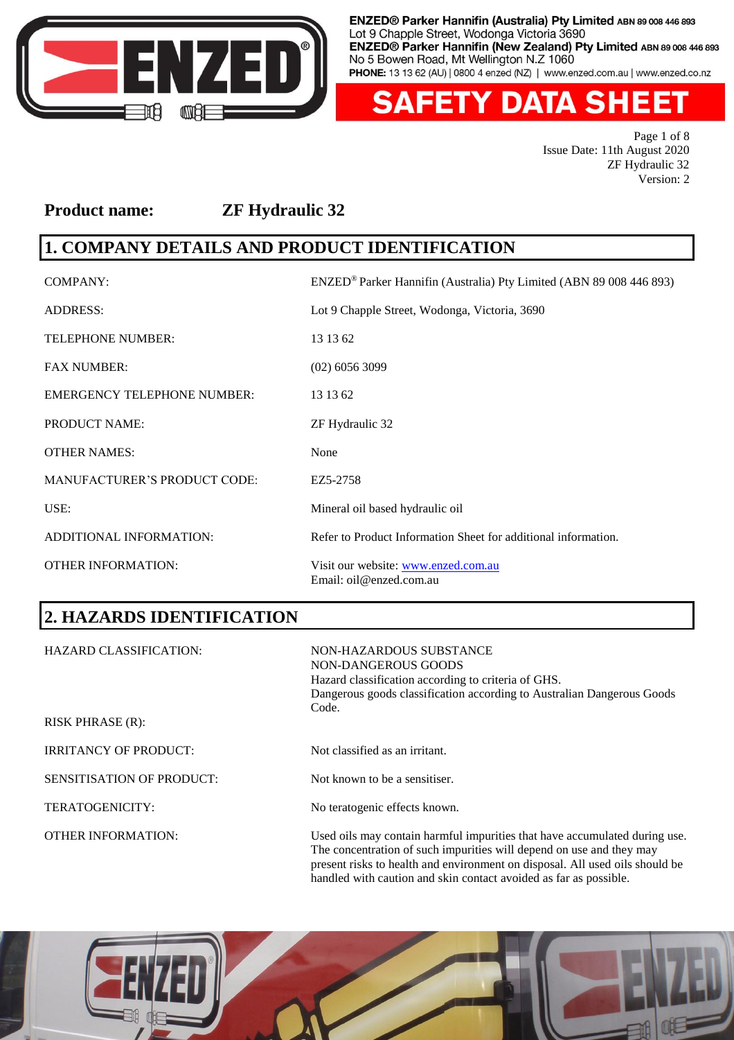ENZED® Parker Hannifin (Australia) Pty Limited ABN 89 008 446 893
Lot 9 Chapple Street, Wodonga Victoria 3690
ENZED® Parker Hannifin (New Zealand) Pty Limited ABN 89 008 446 893
No 5 Bowen Road, Mt Wellington N.Z 1060
PHONE: 13 13 62 (AU) | 0800 4 enzed (NZ) | www.enzed.com.au | www.enzed.co.nz

# SAFETY DATA SHEET

Issue Date: 11th August 2020
ZF Hydraulic 32
Version: 2

**Product name:** **ZF Hydraulic 32**

## 1. COMPANY DETAILS AND PRODUCT IDENTIFICATION

| | |
|---|---|
| COMPANY: | ENZED® Parker Hannifin (Australia) Pty Limited (ABN 89 008 446 893) |
| ADDRESS: | Lot 9 Chapple Street, Wodonga, Victoria, 3690 |
| TELEPHONE NUMBER: | 13 13 62 |
| FAX NUMBER: | (02) 6056 3099 |
| EMERGENCY TELEPHONE NUMBER: | 13 13 62 |
| PRODUCT NAME: | ZF Hydraulic 32 |
| OTHER NAMES: | None |
| MANUFACTURER'S PRODUCT CODE: | EZ5-2758 |
| USE: | Mineral oil based hydraulic oil |
| ADDITIONAL INFORMATION: | Refer to Product Information Sheet for additional information. |
| OTHER INFORMATION: | Visit our website: www.enzed.com.au<br>Email: oil@enzed.com.au |

## 2. HAZARDS IDENTIFICATION

| | |
|---|---|
| HAZARD CLASSIFICATION: | NON-HAZARDOUS SUBSTANCE<br>NON-DANGEROUS GOODS<br>Hazard classification according to criteria of GHS.<br>Dangerous goods classification according to Australian Dangerous Goods Code. |
| RISK PHRASE (R): | |
| IRRITANCY OF PRODUCT: | Not classified as an irritant. |
| SENSITISATION OF PRODUCT: | Not known to be a sensitiser. |
| TERATOGENICITY: | No teratogenic effects known. |
| OTHER INFORMATION: | Used oils may contain harmful impurities that have accumulated during use. The concentration of such impurities will depend on use and they may present risks to health and environment on disposal. All used oils should be handled with caution and skin contact avoided as far as possible. |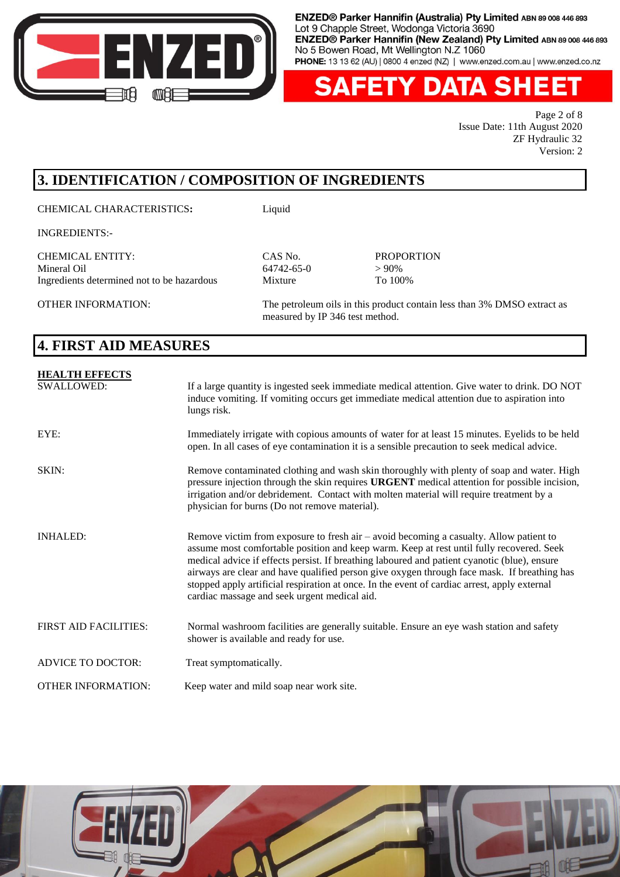## 3. IDENTIFICATION / COMPOSITION OF INGREDIENTS

CHEMICAL CHARACTERISTICS**:** Liquid

INGREDIENTS:-

| CHEMICAL ENTITY: | CAS No. | PROPORTION |
|---|---|---|
| Mineral Oil | 64742-65-0 | > 90% |
| Ingredients determined not to be hazardous | Mixture | To 100% |

OTHER INFORMATION: The petroleum oils in this product contain less than 3% DMSO extract as measured by IP 346 test method.

## 4. FIRST AID MEASURES

**HEALTH EFFECTS**

SWALLOWED: If a large quantity is ingested seek immediate medical attention. Give water to drink. DO NOT induce vomiting. If vomiting occurs get immediate medical attention due to aspiration into lungs risk.

EYE: Immediately irrigate with copious amounts of water for at least 15 minutes. Eyelids to be held open. In all cases of eye contamination it is a sensible precaution to seek medical advice.

SKIN: Remove contaminated clothing and wash skin thoroughly with plenty of soap and water. High pressure injection through the skin requires **URGENT** medical attention for possible incision, irrigation and/or debridement. Contact with molten material will require treatment by a physician for burns (Do not remove material).

INHALED: Remove victim from exposure to fresh air – avoid becoming a casualty. Allow patient to assume most comfortable position and keep warm. Keep at rest until fully recovered. Seek medical advice if effects persist. If breathing laboured and patient cyanotic (blue), ensure airways are clear and have qualified person give oxygen through face mask. If breathing has stopped apply artificial respiration at once. In the event of cardiac arrest, apply external cardiac massage and seek urgent medical aid.

FIRST AID FACILITIES: Normal washroom facilities are generally suitable. Ensure an eye wash station and safety shower is available and ready for use.

ADVICE TO DOCTOR: Treat symptomatically.

OTHER INFORMATION: Keep water and mild soap near work site.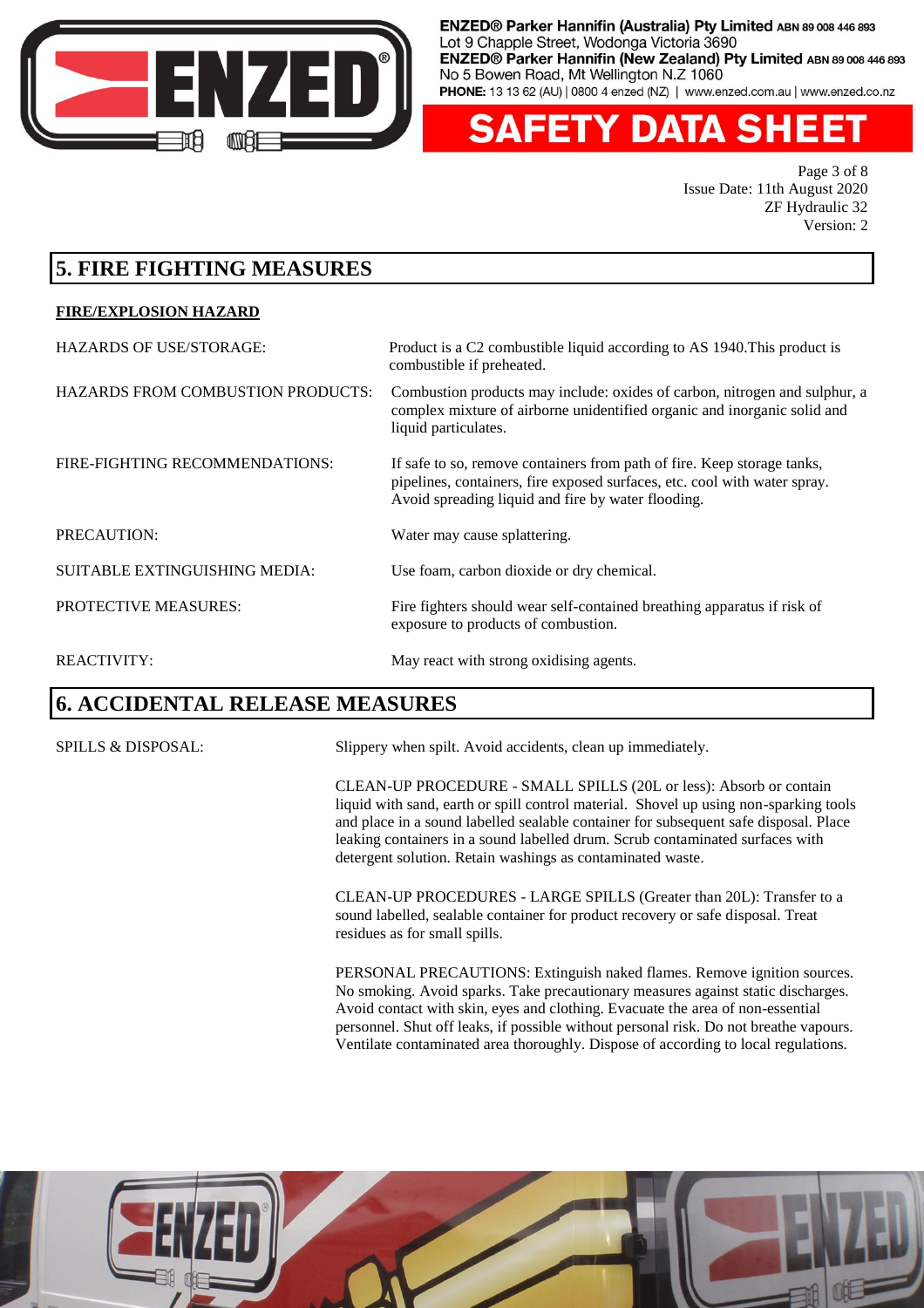## 5. FIRE FIGHTING MEASURES

**FIRE/EXPLOSION HAZARD**

HAZARDS OF USE/STORAGE: Product is a C2 combustible liquid according to AS 1940.This product is combustible if preheated.

HAZARDS FROM COMBUSTION PRODUCTS: Combustion products may include: oxides of carbon, nitrogen and sulphur, a complex mixture of airborne unidentified organic and inorganic solid and liquid particulates.

FIRE-FIGHTING RECOMMENDATIONS: If safe to so, remove containers from path of fire. Keep storage tanks, pipelines, containers, fire exposed surfaces, etc. cool with water spray. Avoid spreading liquid and fire by water flooding.

PRECAUTION: Water may cause splattering.

SUITABLE EXTINGUISHING MEDIA: Use foam, carbon dioxide or dry chemical.

PROTECTIVE MEASURES: Fire fighters should wear self-contained breathing apparatus if risk of exposure to products of combustion.

REACTIVITY: May react with strong oxidising agents.

## 6. ACCIDENTAL RELEASE MEASURES

SPILLS & DISPOSAL: Slippery when spilt. Avoid accidents, clean up immediately.

CLEAN-UP PROCEDURE - SMALL SPILLS (20L or less): Absorb or contain liquid with sand, earth or spill control material. Shovel up using non-sparking tools and place in a sound labelled sealable container for subsequent safe disposal. Place leaking containers in a sound labelled drum. Scrub contaminated surfaces with detergent solution. Retain washings as contaminated waste.

CLEAN-UP PROCEDURES - LARGE SPILLS (Greater than 20L): Transfer to a sound labelled, sealable container for product recovery or safe disposal. Treat residues as for small spills.

PERSONAL PRECAUTIONS: Extinguish naked flames. Remove ignition sources. No smoking. Avoid sparks. Take precautionary measures against static discharges. Avoid contact with skin, eyes and clothing. Evacuate the area of non-essential personnel. Shut off leaks, if possible without personal risk. Do not breathe vapours. Ventilate contaminated area thoroughly. Dispose of according to local regulations.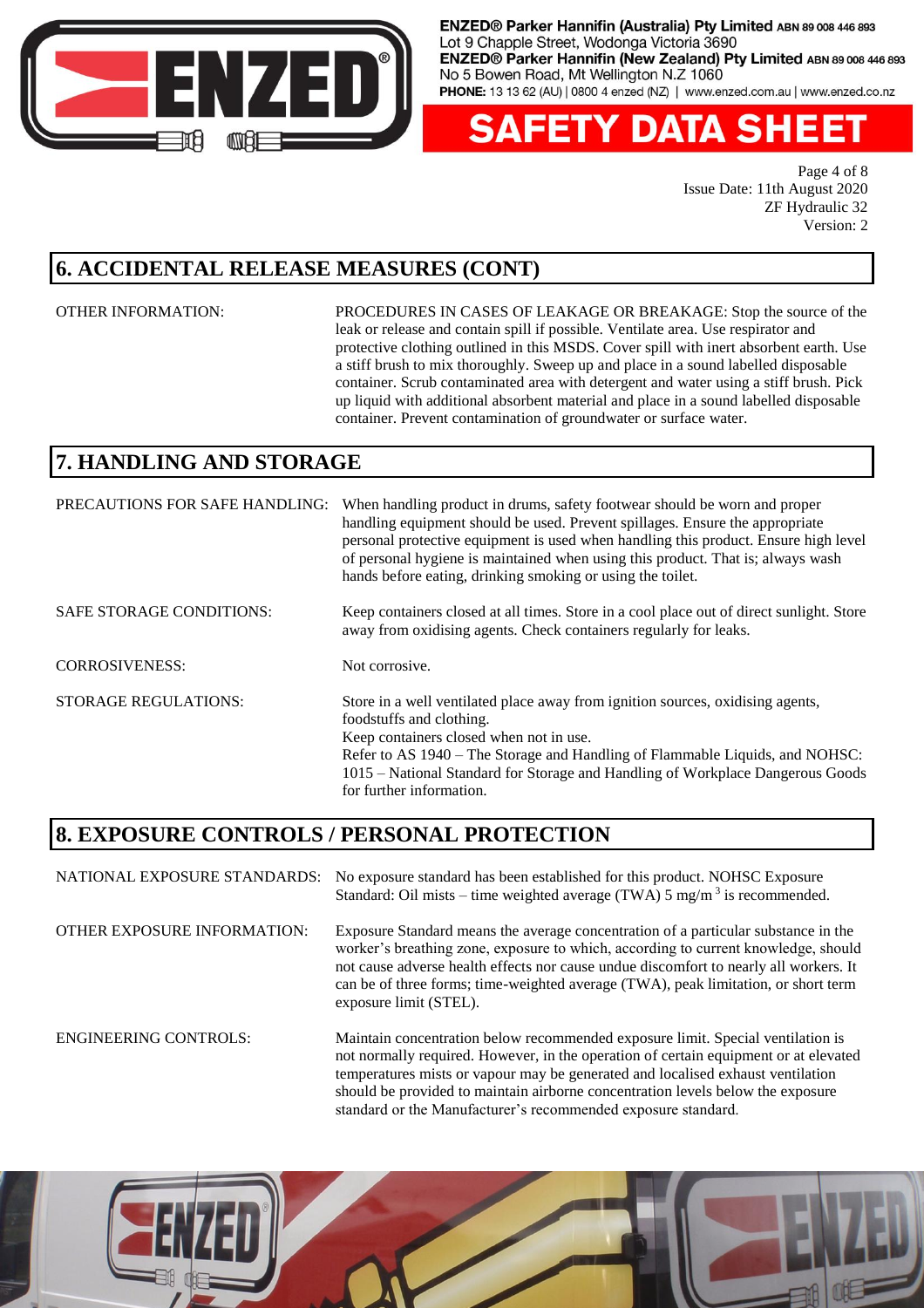## 6. ACCIDENTAL RELEASE MEASURES (CONT)

OTHER INFORMATION: PROCEDURES IN CASES OF LEAKAGE OR BREAKAGE: Stop the source of the leak or release and contain spill if possible. Ventilate area. Use respirator and protective clothing outlined in this MSDS. Cover spill with inert absorbent earth. Use a stiff brush to mix thoroughly. Sweep up and place in a sound labelled disposable container. Scrub contaminated area with detergent and water using a stiff brush. Pick up liquid with additional absorbent material and place in a sound labelled disposable container. Prevent contamination of groundwater or surface water.

## 7. HANDLING AND STORAGE

PRECAUTIONS FOR SAFE HANDLING: When handling product in drums, safety footwear should be worn and proper handling equipment should be used. Prevent spillages. Ensure the appropriate personal protective equipment is used when handling this product. Ensure high level of personal hygiene is maintained when using this product. That is; always wash hands before eating, drinking smoking or using the toilet.

SAFE STORAGE CONDITIONS: Keep containers closed at all times. Store in a cool place out of direct sunlight. Store away from oxidising agents. Check containers regularly for leaks.

CORROSIVENESS: Not corrosive.

STORAGE REGULATIONS: Store in a well ventilated place away from ignition sources, oxidising agents, foodstuffs and clothing.
Keep containers closed when not in use.
Refer to AS 1940 – The Storage and Handling of Flammable Liquids, and NOHSC: 1015 – National Standard for Storage and Handling of Workplace Dangerous Goods for further information.

## 8. EXPOSURE CONTROLS / PERSONAL PROTECTION

NATIONAL EXPOSURE STANDARDS: No exposure standard has been established for this product. NOHSC Exposure Standard: Oil mists – time weighted average (TWA) 5 $mg/m^3$ is recommended.

OTHER EXPOSURE INFORMATION: Exposure Standard means the average concentration of a particular substance in the worker's breathing zone, exposure to which, according to current knowledge, should not cause adverse health effects nor cause undue discomfort to nearly all workers. It can be of three forms; time-weighted average (TWA), peak limitation, or short term exposure limit (STEL).

ENGINEERING CONTROLS: Maintain concentration below recommended exposure limit. Special ventilation is not normally required. However, in the operation of certain equipment or at elevated temperatures mists or vapour may be generated and localised exhaust ventilation should be provided to maintain airborne concentration levels below the exposure standard or the Manufacturer's recommended exposure standard.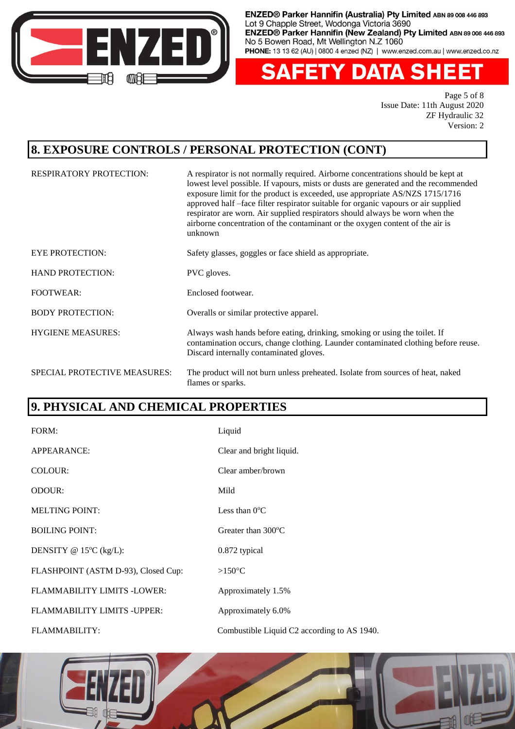## 8. EXPOSURE CONTROLS / PERSONAL PROTECTION (CONT)

| | |
|---|---|
| RESPIRATORY PROTECTION: | A respirator is not normally required. Airborne concentrations should be kept at lowest level possible. If vapours, mists or dusts are generated and the recommended exposure limit for the product is exceeded, use appropriate AS/NZS 1715/1716 approved half –face filter respirator suitable for organic vapours or air supplied respirator are worn. Air supplied respirators should always be worn when the airborne concentration of the contaminant or the oxygen content of the air is unknown |
| EYE PROTECTION: | Safety glasses, goggles or face shield as appropriate. |
| HAND PROTECTION: | PVC gloves. |
| FOOTWEAR: | Enclosed footwear. |
| BODY PROTECTION: | Overalls or similar protective apparel. |
| HYGIENE MEASURES: | Always wash hands before eating, drinking, smoking or using the toilet. If contamination occurs, change clothing. Launder contaminated clothing before reuse. Discard internally contaminated gloves. |
| SPECIAL PROTECTIVE MEASURES: | The product will not burn unless preheated. Isolate from sources of heat, naked flames or sparks. |

## 9. PHYSICAL AND CHEMICAL PROPERTIES

| | |
|---|---|
| FORM: | Liquid |
| APPEARANCE: | Clear and bright liquid. |
| COLOUR: | Clear amber/brown |
| ODOUR: | Mild |
| MELTING POINT: | Less than 0°C |
| BOILING POINT: | Greater than 300°C |
| DENSITY @ 15°C (kg/L): | 0.872 typical |
| FLASHPOINT (ASTM D-93), Closed Cup: | >150°C |
| FLAMMABILITY LIMITS -LOWER: | Approximately 1.5% |
| FLAMMABILITY LIMITS -UPPER: | Approximately 6.0% |
| FLAMMABILITY: | Combustible Liquid C2 according to AS 1940. |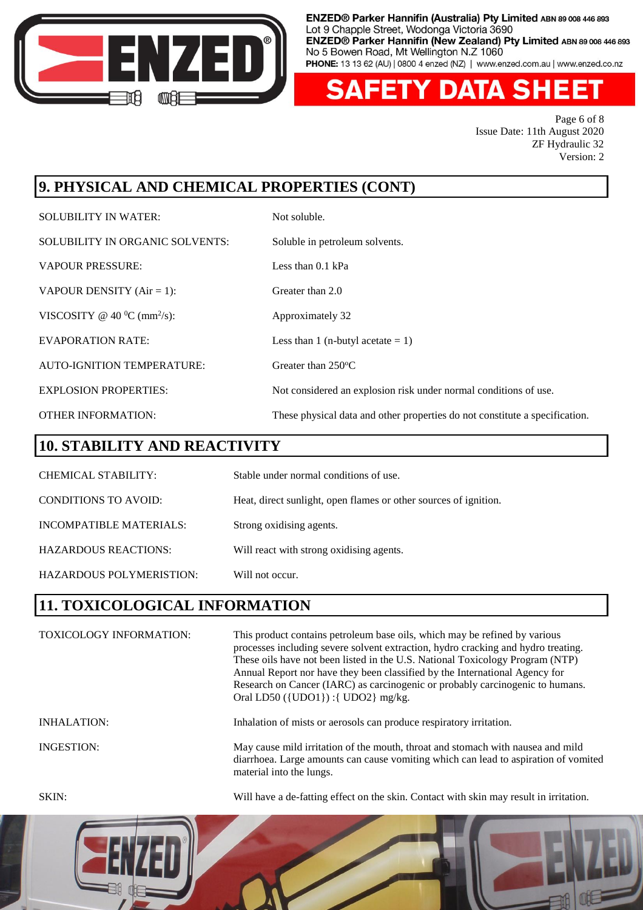## 9. PHYSICAL AND CHEMICAL PROPERTIES (CONT)

| | |
|---|---|
| SOLUBILITY IN WATER: | Not soluble. |
| SOLUBILITY IN ORGANIC SOLVENTS: | Soluble in petroleum solvents. |
| VAPOUR PRESSURE: | Less than 0.1 kPa |
| VAPOUR DENSITY (Air = 1): | Greater than 2.0 |
| VISCOSITY @ 40 $^0$C (mm$^2$/s): | Approximately 32 |
| EVAPORATION RATE: | Less than 1 (n-butyl acetate = 1) |
| AUTO-IGNITION TEMPERATURE: | Greater than 250°C |
| EXPLOSION PROPERTIES: | Not considered an explosion risk under normal conditions of use. |
| OTHER INFORMATION: | These physical data and other properties do not constitute a specification. |

## 10. STABILITY AND REACTIVITY

| | |
|---|---|
| CHEMICAL STABILITY: | Stable under normal conditions of use. |
| CONDITIONS TO AVOID: | Heat, direct sunlight, open flames or other sources of ignition. |
| INCOMPATIBLE MATERIALS: | Strong oxidising agents. |
| HAZARDOUS REACTIONS: | Will react with strong oxidising agents. |
| HAZARDOUS POLYMERISTION: | Will not occur. |

## 11. TOXICOLOGICAL INFORMATION

| | |
|---|---|
| TOXICOLOGY INFORMATION: | This product contains petroleum base oils, which may be refined by various processes including severe solvent extraction, hydro cracking and hydro treating. These oils have not been listed in the U.S. National Toxicology Program (NTP) Annual Report nor have they been classified by the International Agency for Research on Cancer (IARC) as carcinogenic or probably carcinogenic to humans. Oral LD50 ({UDO1}) :{ UDO2} mg/kg. |
| INHALATION: | Inhalation of mists or aerosols can produce respiratory irritation. |
| INGESTION: | May cause mild irritation of the mouth, throat and stomach with nausea and mild diarrhoea. Large amounts can cause vomiting which can lead to aspiration of vomited material into the lungs. |
| SKIN: | Will have a de-fatting effect on the skin. Contact with skin may result in irritation. |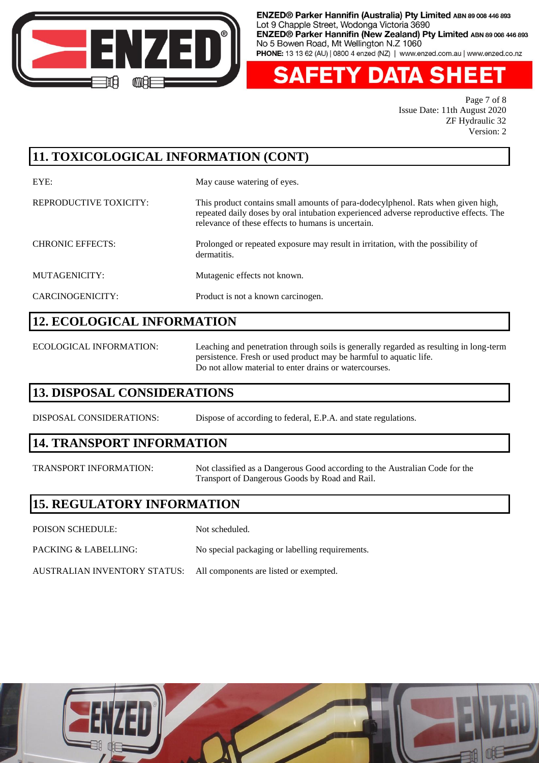## 11. TOXICOLOGICAL INFORMATION (CONT)

| | |
|---|---|
| EYE: | May cause watering of eyes. |
| REPRODUCTIVE TOXICITY: | This product contains small amounts of para-dodecylphenol. Rats when given high, repeated daily doses by oral intubation experienced adverse reproductive effects. The relevance of these effects to humans is uncertain. |
| CHRONIC EFFECTS: | Prolonged or repeated exposure may result in irritation, with the possibility of dermatitis. |
| MUTAGENICITY: | Mutagenic effects not known. |
| CARCINOGENICITY: | Product is not a known carcinogen. |

## 12. ECOLOGICAL INFORMATION

| | |
|---|---|
| ECOLOGICAL INFORMATION: | Leaching and penetration through soils is generally regarded as resulting in long-term persistence. Fresh or used product may be harmful to aquatic life. Do not allow material to enter drains or watercourses. |

## 13. DISPOSAL CONSIDERATIONS

| | |
|---|---|
| DISPOSAL CONSIDERATIONS: | Dispose of according to federal, E.P.A. and state regulations. |

## 14. TRANSPORT INFORMATION

| | |
|---|---|
| TRANSPORT INFORMATION: | Not classified as a Dangerous Good according to the Australian Code for the Transport of Dangerous Goods by Road and Rail. |

## 15. REGULATORY INFORMATION

| | |
|---|---|
| POISON SCHEDULE: | Not scheduled. |
| PACKING & LABELLING: | No special packaging or labelling requirements. |
| AUSTRALIAN INVENTORY STATUS: | All components are listed or exempted. |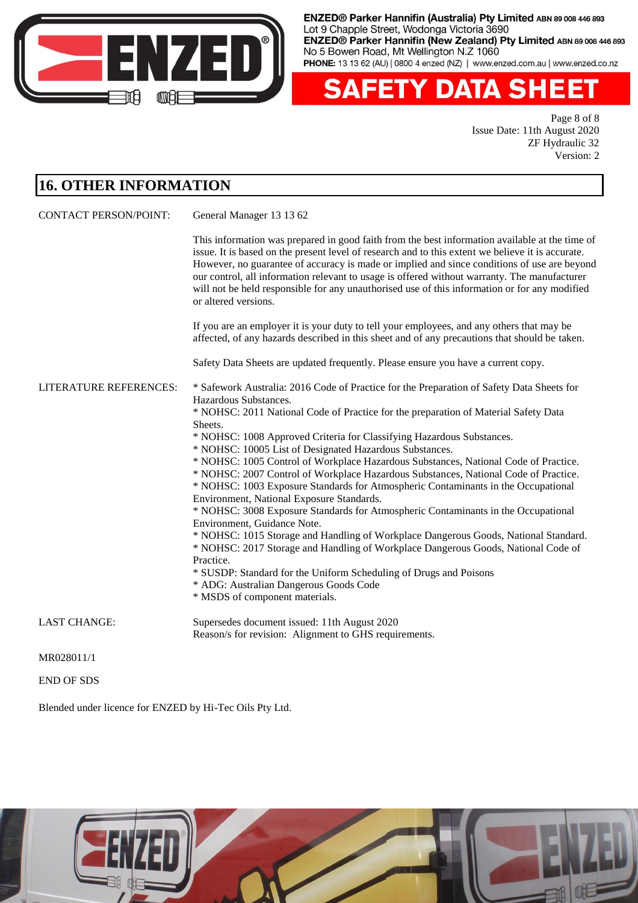## 16. OTHER INFORMATION

| | |
|---|---|
| CONTACT PERSON/POINT: | General Manager 13 13 62 |
| | This information was prepared in good faith from the best information available at the time of issue. It is based on the present level of research and to this extent we believe it is accurate. However, no guarantee of accuracy is made or implied and since conditions of use are beyond our control, all information relevant to usage is offered without warranty. The manufacturer will not be held responsible for any unauthorised use of this information or for any modified or altered versions. |
| | If you are an employer it is your duty to tell your employees, and any others that may be affected, of any hazards described in this sheet and of any precautions that should be taken. |
| | Safety Data Sheets are updated frequently. Please ensure you have a current copy. |
| LITERATURE REFERENCES: | * Safework Australia: 2016 Code of Practice for the Preparation of Safety Data Sheets for Hazardous Substances.<br>* NOHSC: 2011 National Code of Practice for the preparation of Material Safety Data Sheets.<br>* NOHSC: 1008 Approved Criteria for Classifying Hazardous Substances.<br>* NOHSC: 10005 List of Designated Hazardous Substances.<br>* NOHSC: 1005 Control of Workplace Hazardous Substances, National Code of Practice.<br>* NOHSC: 2007 Control of Workplace Hazardous Substances, National Code of Practice.<br>* NOHSC: 1003 Exposure Standards for Atmospheric Contaminants in the Occupational Environment, National Exposure Standards.<br>* NOHSC: 3008 Exposure Standards for Atmospheric Contaminants in the Occupational Environment, Guidance Note.<br>* NOHSC: 1015 Storage and Handling of Workplace Dangerous Goods, National Standard.<br>* NOHSC: 2017 Storage and Handling of Workplace Dangerous Goods, National Code of Practice.<br>* SUSDP: Standard for the Uniform Scheduling of Drugs and Poisons<br>* ADG: Australian Dangerous Goods Code<br>* MSDS of component materials. |
| LAST CHANGE: | Supersedes document issued: 11th August 2020<br>Reason/s for revision: Alignment to GHS requirements. |

MR028011/1

END OF SDS

Blended under licence for ENZED by Hi-Tec Oils Pty Ltd.